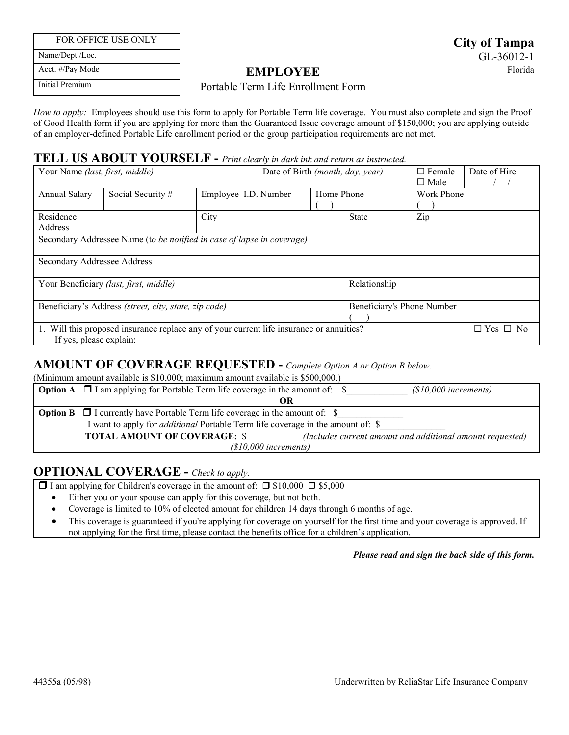| FOR OFFICE USE ONLY |
|---|
| Name/Dept./Loc. |
| Acct. #/Pay Mode |
| Initial Premium |

**City of Tampa**
GL-36012-1
Florida

# EMPLOYEE

Portable Term Life Enrollment Form

*How to apply:* Employees should use this form to apply for Portable Term life coverage. You must also complete and sign the Proof of Good Health form if you are applying for more than the Guaranteed Issue coverage amount of $150,000; you are applying outside of an employer-defined Portable Life enrollment period or the group participation requirements are not met.

## TELL US ABOUT YOURSELF - *Print clearly in dark ink and return as instructed.*

| Your Name *(last, first, middle)* | | | Date of Birth *(month, day, year)* | | ☐ Female ☐ Male | Date of Hire / / |
|---|---|---|---|---|---|---|
| Annual Salary | Social Security # | Employee I.D. Number | Home Phone ( ) | | Work Phone ( ) | |
| Residence Address | | City | | State | Zip | |
| Secondary Addressee Name (*to be notified in case of lapse in coverage)* | | | | | | |
| Secondary Addressee Address | | | | | | |
| Your Beneficiary *(last, first, middle)* | | | | Relationship | | |
| Beneficiary's Address *(street, city, state, zip code)* | | | | Beneficiary's Phone Number ( ) | | |
| 1. Will this proposed insurance replace any of your current life insurance or annuities? ☐ Yes ☐ No<br>If yes, please explain: | | | | | | |

## AMOUNT OF COVERAGE REQUESTED - *Complete Option A or Option B below.*

(Minimum amount available is $10,000; maximum amount available is $500,000.)

**Option A** ☐ I am applying for Portable Term life coverage in the amount of: $_____________ *($10,000 increments)*

**OR**

**Option B** ☐ I currently have Portable Term life coverage in the amount of: $______________

I want to apply for *additional* Portable Term life coverage in the amount of: $______________

**TOTAL AMOUNT OF COVERAGE:** $___________ *(Includes current amount and additional amount requested)*

*($10,000 increments)*

## OPTIONAL COVERAGE - *Check to apply.*

☐ I am applying for Children's coverage in the amount of: ☐ $10,000 ☐ $5,000

- Either you or your spouse can apply for this coverage, but not both.
- Coverage is limited to 10% of elected amount for children 14 days through 6 months of age.
- This coverage is guaranteed if you're applying for coverage on yourself for the first time and your coverage is approved. If not applying for the first time, please contact the benefits office for a children's application.

***Please read and sign the back side of this form.***

44355a (05/98) Underwritten by ReliaStar Life Insurance Company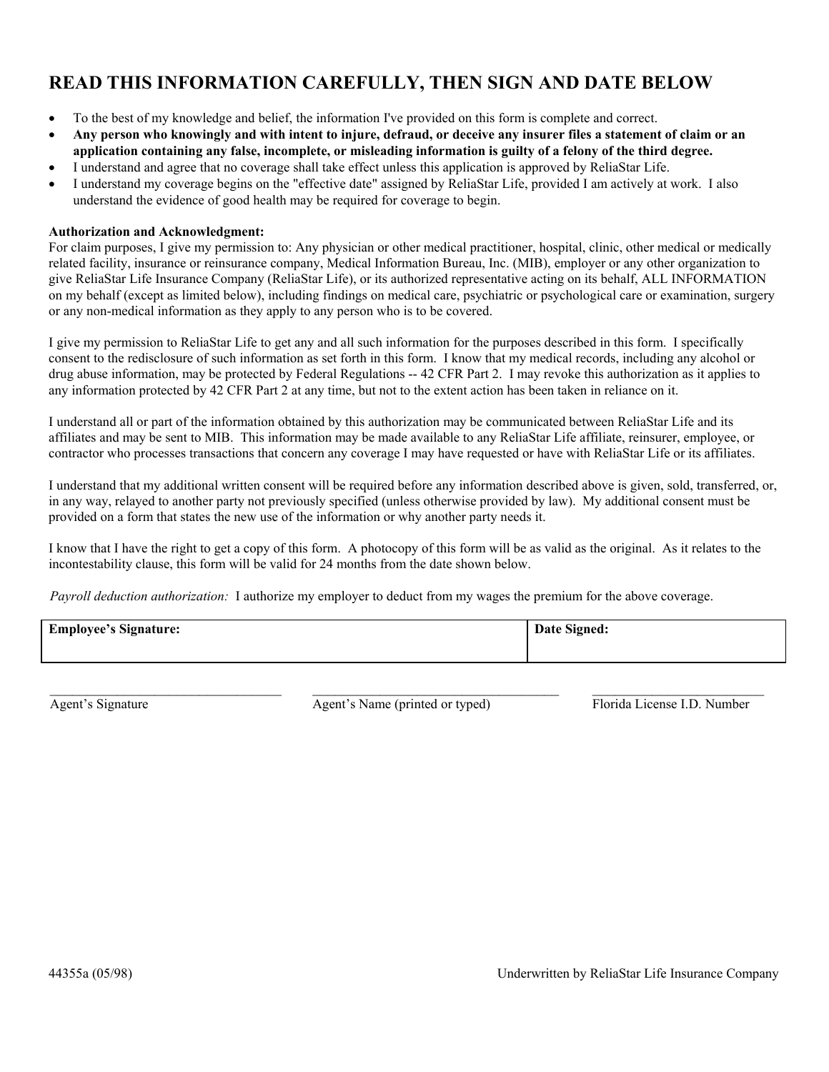# READ THIS INFORMATION CAREFULLY, THEN SIGN AND DATE BELOW

- To the best of my knowledge and belief, the information I've provided on this form is complete and correct.
- **Any person who knowingly and with intent to injure, defraud, or deceive any insurer files a statement of claim or an application containing any false, incomplete, or misleading information is guilty of a felony of the third degree.**
- I understand and agree that no coverage shall take effect unless this application is approved by ReliaStar Life.
- I understand my coverage begins on the "effective date" assigned by ReliaStar Life, provided I am actively at work. I also understand the evidence of good health may be required for coverage to begin.

**Authorization and Acknowledgment:**
For claim purposes, I give my permission to: Any physician or other medical practitioner, hospital, clinic, other medical or medically related facility, insurance or reinsurance company, Medical Information Bureau, Inc. (MIB), employer or any other organization to give ReliaStar Life Insurance Company (ReliaStar Life), or its authorized representative acting on its behalf, ALL INFORMATION on my behalf (except as limited below), including findings on medical care, psychiatric or psychological care or examination, surgery or any non-medical information as they apply to any person who is to be covered.

I give my permission to ReliaStar Life to get any and all such information for the purposes described in this form. I specifically consent to the redisclosure of such information as set forth in this form. I know that my medical records, including any alcohol or drug abuse information, may be protected by Federal Regulations -- 42 CFR Part 2. I may revoke this authorization as it applies to any information protected by 42 CFR Part 2 at any time, but not to the extent action has been taken in reliance on it.

I understand all or part of the information obtained by this authorization may be communicated between ReliaStar Life and its affiliates and may be sent to MIB. This information may be made available to any ReliaStar Life affiliate, reinsurer, employee, or contractor who processes transactions that concern any coverage I may have requested or have with ReliaStar Life or its affiliates.

I understand that my additional written consent will be required before any information described above is given, sold, transferred, or, in any way, relayed to another party not previously specified (unless otherwise provided by law). My additional consent must be provided on a form that states the new use of the information or why another party needs it.

I know that I have the right to get a copy of this form. A photocopy of this form will be as valid as the original. As it relates to the incontestability clause, this form will be valid for 24 months from the date shown below.

*Payroll deduction authorization:* I authorize my employer to deduct from my wages the premium for the above coverage.

| **Employee's Signature:** | **Date Signed:** |
|---|---|
| | |

\_\_\_\_\_\_\_\_\_\_\_\_\_\_\_\_\_\_\_\_\_\_\_\_\_\_\_\_\_\_ Agent's Signature

\_\_\_\_\_\_\_\_\_\_\_\_\_\_\_\_\_\_\_\_\_\_\_\_\_\_\_\_\_\_ Agent's Name (printed or typed)

\_\_\_\_\_\_\_\_\_\_\_\_\_\_\_\_\_\_\_\_\_\_\_\_\_\_\_\_\_\_ Florida License I.D. Number

44355a (05/98)

Underwritten by ReliaStar Life Insurance Company